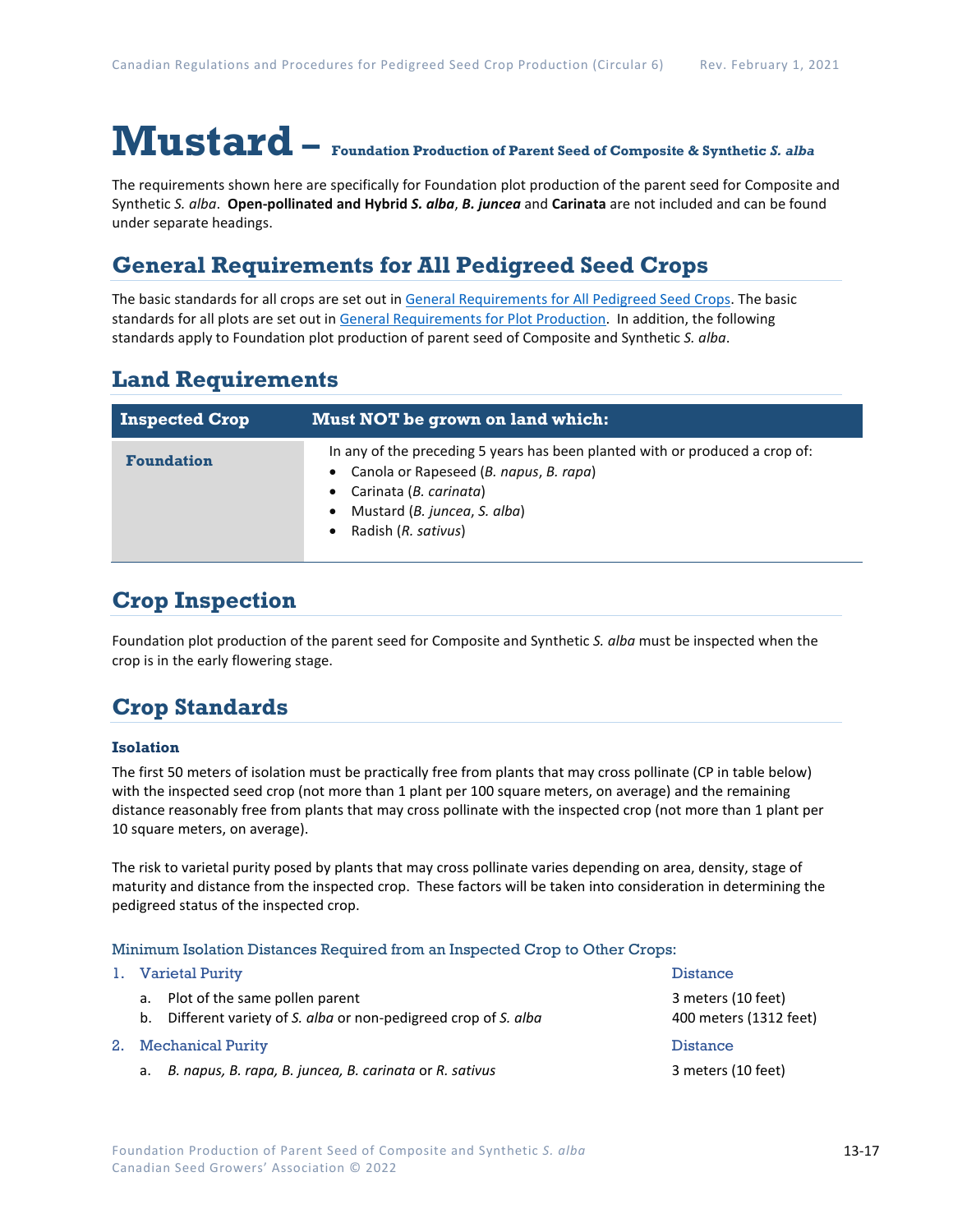# Mustard – Foundation Production of Parent Seed of Composite & Synthetic *S. alba*

The requirements shown here are specifically for Foundation plot production of the parent seed for Composite and Synthetic *S. alba*. **Open-pollinated and Hybrid *S. alba*, *B. juncea*** and **Carinata** are not included and can be found under separate headings.

## General Requirements for All Pedigreed Seed Crops

The basic standards for all crops are set out in General Requirements for All Pedigreed Seed Crops. The basic standards for all plots are set out in General Requirements for Plot Production. In addition, the following standards apply to Foundation plot production of parent seed of Composite and Synthetic *S. alba*.

## Land Requirements

| Inspected Crop | Must NOT be grown on land which: |
|---|---|
| **Foundation** | In any of the preceding 5 years has been planted with or produced a crop of:<br>• Canola or Rapeseed (*B. napus*, *B. rapa*)<br>• Carinata (*B. carinata*)<br>• Mustard (*B. juncea*, *S. alba*)<br>• Radish (*R. sativus*) |

## Crop Inspection

Foundation plot production of the parent seed for Composite and Synthetic *S. alba* must be inspected when the crop is in the early flowering stage.

## Crop Standards

### Isolation

The first 50 meters of isolation must be practically free from plants that may cross pollinate (CP in table below) with the inspected seed crop (not more than 1 plant per 100 square meters, on average) and the remaining distance reasonably free from plants that may cross pollinate with the inspected crop (not more than 1 plant per 10 square meters, on average).

The risk to varietal purity posed by plants that may cross pollinate varies depending on area, density, stage of maturity and distance from the inspected crop. These factors will be taken into consideration in determining the pedigreed status of the inspected crop.

#### Minimum Isolation Distances Required from an Inspected Crop to Other Crops:

| | Distance |
|---|---|
| 1. Varietal Purity | |
| a. Plot of the same pollen parent | 3 meters (10 feet) |
| b. Different variety of *S. alba* or non-pedigreed crop of *S. alba* | 400 meters (1312 feet) |
| 2. Mechanical Purity | |
| a. *B. napus, B. rapa, B. juncea, B. carinata* or *R. sativus* | 3 meters (10 feet) |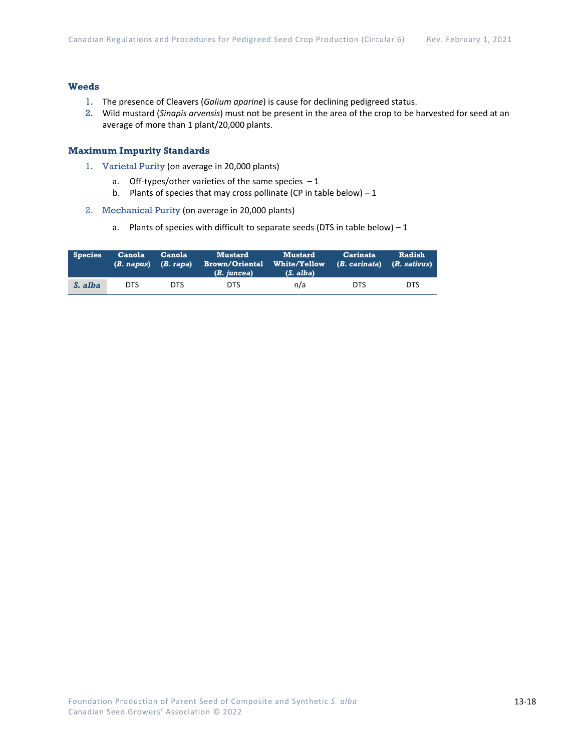### Weeds

1. The presence of Cleavers (*Galium aparine*) is cause for declining pedigreed status.
2. Wild mustard (*Sinapis arvensis*) must not be present in the area of the crop to be harvested for seed at an average of more than 1 plant/20,000 plants.

### Maximum Impurity Standards

1. Varietal Purity (on average in 20,000 plants)
   a. Off-types/other varieties of the same species – 1
   b. Plants of species that may cross pollinate (CP in table below) – 1
2. Mechanical Purity (on average in 20,000 plants)
   a. Plants of species with difficult to separate seeds (DTS in table below) – 1

| Species | Canola (*B. napus*) | Canola (*B. rapa*) | Mustard Brown/Oriental (*B. juncea*) | Mustard White/Yellow (*S. alba*) | Carinata (*B. carinata*) | Radish (*R. sativus*) |
|---|---|---|---|---|---|---|
| ***S. alba*** | DTS | DTS | DTS | n/a | DTS | DTS |